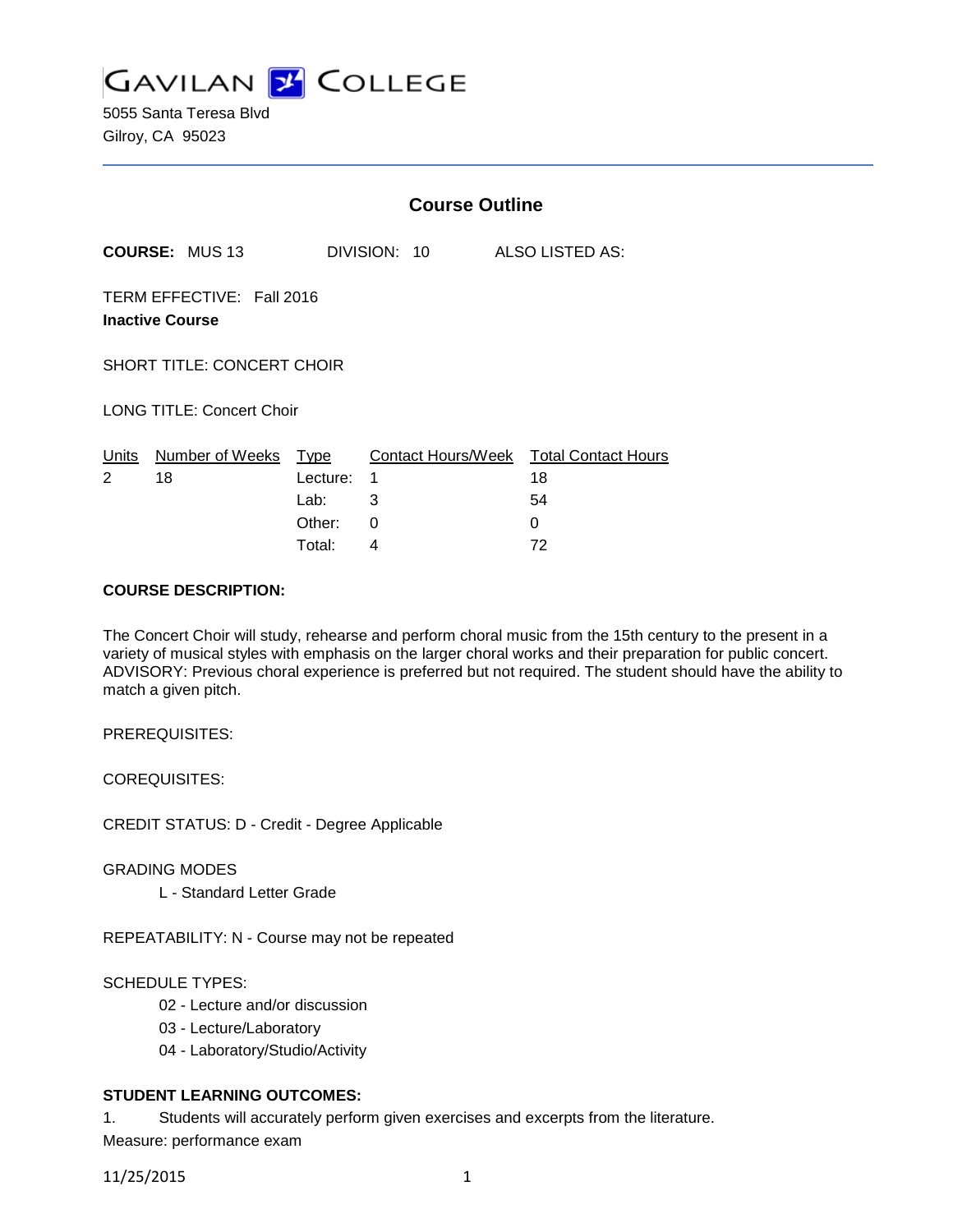# GAVILAN COLLEGE

5055 Santa Teresa Blvd
Gilroy, CA 95023

## Course Outline

**COURSE:** MUS 13 DIVISION: 10 ALSO LISTED AS:

TERM EFFECTIVE: Fall 2016

**Inactive Course**

SHORT TITLE: CONCERT CHOIR

LONG TITLE: Concert Choir

| Units | Number of Weeks | Type | Contact Hours/Week | Total Contact Hours |
|---|---|---|---|---|
| 2 | 18 | Lecture: | 1 | 18 |
| | | Lab: | 3 | 54 |
| | | Other: | 0 | 0 |
| | | Total: | 4 | 72 |

**COURSE DESCRIPTION:**

The Concert Choir will study, rehearse and perform choral music from the 15th century to the present in a variety of musical styles with emphasis on the larger choral works and their preparation for public concert. ADVISORY: Previous choral experience is preferred but not required. The student should have the ability to match a given pitch.

PREREQUISITES:

COREQUISITES:

CREDIT STATUS: D - Credit - Degree Applicable

GRADING MODES

L - Standard Letter Grade

REPEATABILITY: N - Course may not be repeated

SCHEDULE TYPES:

02 - Lecture and/or discussion

03 - Lecture/Laboratory

04 - Laboratory/Studio/Activity

**STUDENT LEARNING OUTCOMES:**

1. Students will accurately perform given exercises and excerpts from the literature.

Measure: performance exam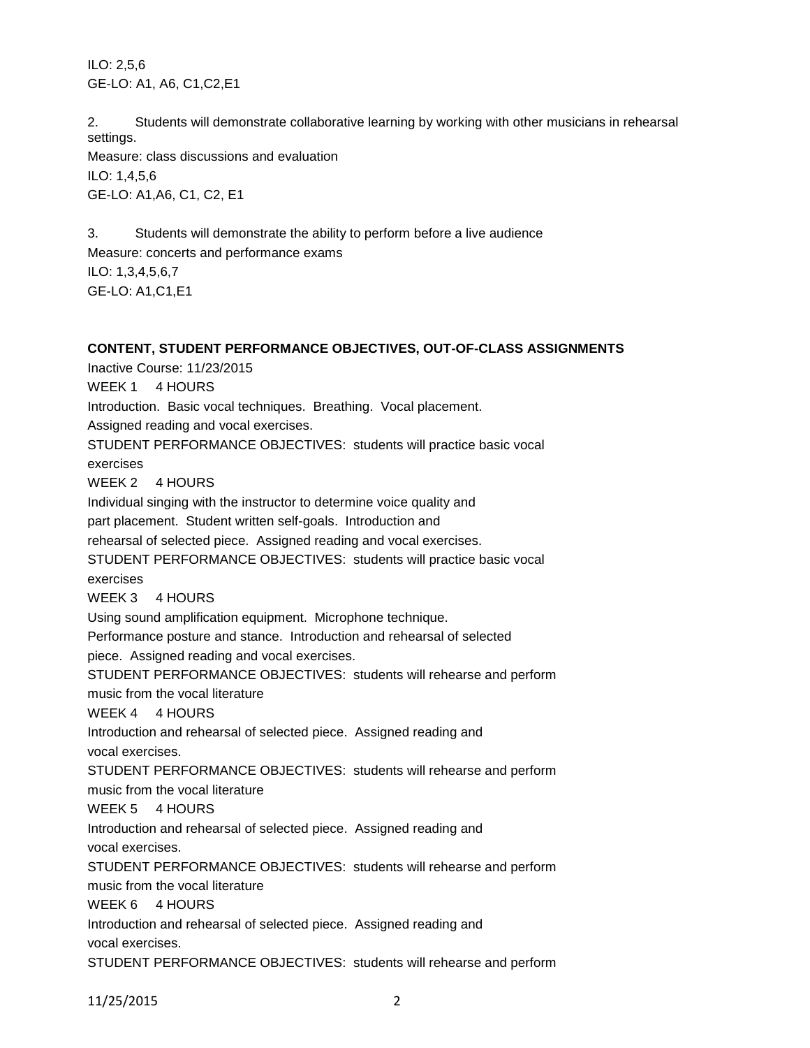ILO: 2,5,6
GE-LO: A1, A6, C1,C2,E1

2. Students will demonstrate collaborative learning by working with other musicians in rehearsal settings.
Measure: class discussions and evaluation
ILO: 1,4,5,6
GE-LO: A1,A6, C1, C2, E1

3. Students will demonstrate the ability to perform before a live audience
Measure: concerts and performance exams
ILO: 1,3,4,5,6,7
GE-LO: A1,C1,E1

**CONTENT, STUDENT PERFORMANCE OBJECTIVES, OUT-OF-CLASS ASSIGNMENTS**

Inactive Course: 11/23/2015

WEEK 1 4 HOURS
Introduction. Basic vocal techniques. Breathing. Vocal placement.
Assigned reading and vocal exercises.
STUDENT PERFORMANCE OBJECTIVES: students will practice basic vocal exercises

WEEK 2 4 HOURS
Individual singing with the instructor to determine voice quality and part placement. Student written self-goals. Introduction and rehearsal of selected piece. Assigned reading and vocal exercises.
STUDENT PERFORMANCE OBJECTIVES: students will practice basic vocal exercises

WEEK 3 4 HOURS
Using sound amplification equipment. Microphone technique.
Performance posture and stance. Introduction and rehearsal of selected piece. Assigned reading and vocal exercises.
STUDENT PERFORMANCE OBJECTIVES: students will rehearse and perform music from the vocal literature

WEEK 4 4 HOURS
Introduction and rehearsal of selected piece. Assigned reading and vocal exercises.
STUDENT PERFORMANCE OBJECTIVES: students will rehearse and perform music from the vocal literature

WEEK 5 4 HOURS
Introduction and rehearsal of selected piece. Assigned reading and vocal exercises.
STUDENT PERFORMANCE OBJECTIVES: students will rehearse and perform music from the vocal literature

WEEK 6 4 HOURS
Introduction and rehearsal of selected piece. Assigned reading and vocal exercises.
STUDENT PERFORMANCE OBJECTIVES: students will rehearse and perform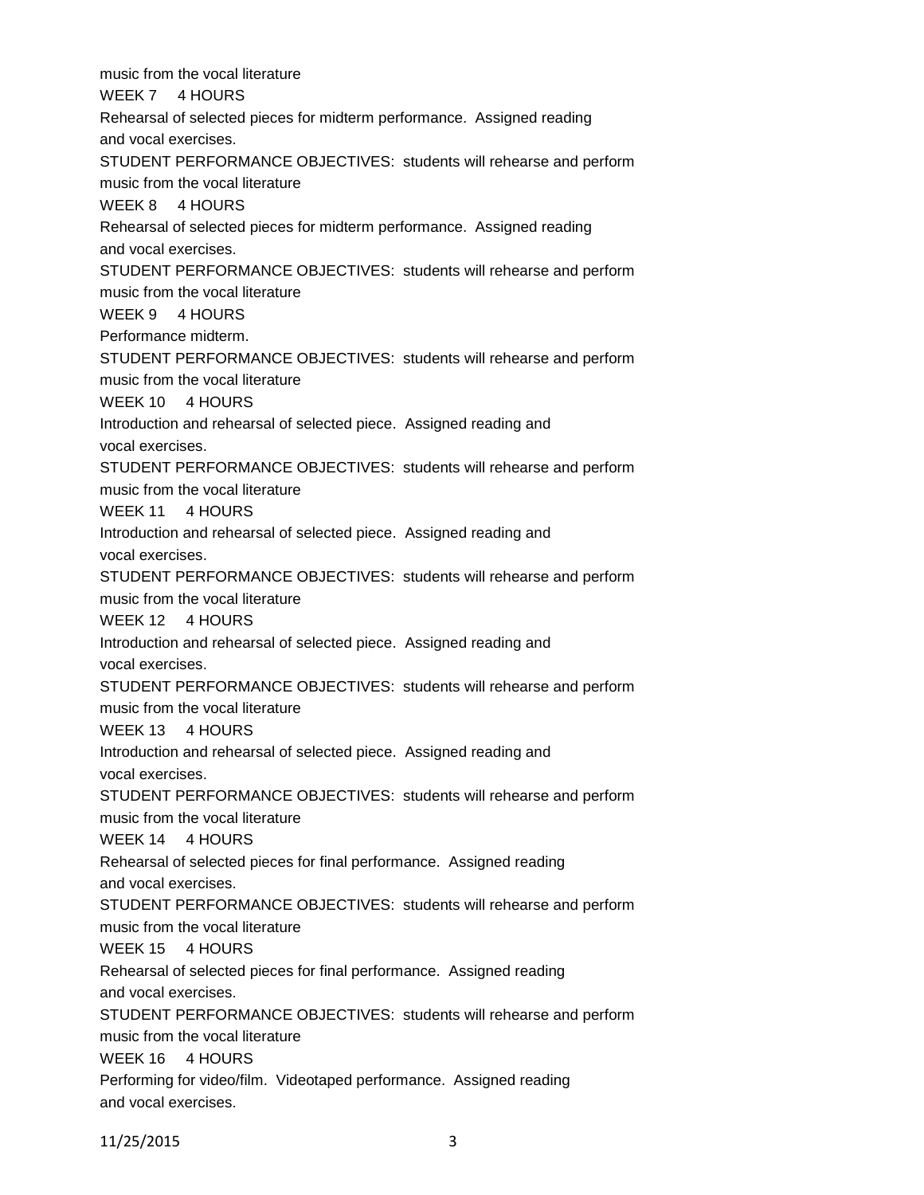music from the vocal literature

WEEK 7 4 HOURS

Rehearsal of selected pieces for midterm performance. Assigned reading and vocal exercises.

STUDENT PERFORMANCE OBJECTIVES: students will rehearse and perform music from the vocal literature

WEEK 8 4 HOURS

Rehearsal of selected pieces for midterm performance. Assigned reading and vocal exercises.

STUDENT PERFORMANCE OBJECTIVES: students will rehearse and perform music from the vocal literature

WEEK 9 4 HOURS

Performance midterm.

STUDENT PERFORMANCE OBJECTIVES: students will rehearse and perform music from the vocal literature

WEEK 10 4 HOURS

Introduction and rehearsal of selected piece. Assigned reading and vocal exercises.

STUDENT PERFORMANCE OBJECTIVES: students will rehearse and perform music from the vocal literature

WEEK 11 4 HOURS

Introduction and rehearsal of selected piece. Assigned reading and vocal exercises.

STUDENT PERFORMANCE OBJECTIVES: students will rehearse and perform music from the vocal literature

WEEK 12 4 HOURS

Introduction and rehearsal of selected piece. Assigned reading and vocal exercises.

STUDENT PERFORMANCE OBJECTIVES: students will rehearse and perform music from the vocal literature

WEEK 13 4 HOURS

Introduction and rehearsal of selected piece. Assigned reading and vocal exercises.

STUDENT PERFORMANCE OBJECTIVES: students will rehearse and perform music from the vocal literature

WEEK 14 4 HOURS

Rehearsal of selected pieces for final performance. Assigned reading and vocal exercises.

STUDENT PERFORMANCE OBJECTIVES: students will rehearse and perform music from the vocal literature

WEEK 15 4 HOURS

Rehearsal of selected pieces for final performance. Assigned reading and vocal exercises.

STUDENT PERFORMANCE OBJECTIVES: students will rehearse and perform music from the vocal literature

WEEK 16 4 HOURS

Performing for video/film. Videotaped performance. Assigned reading and vocal exercises.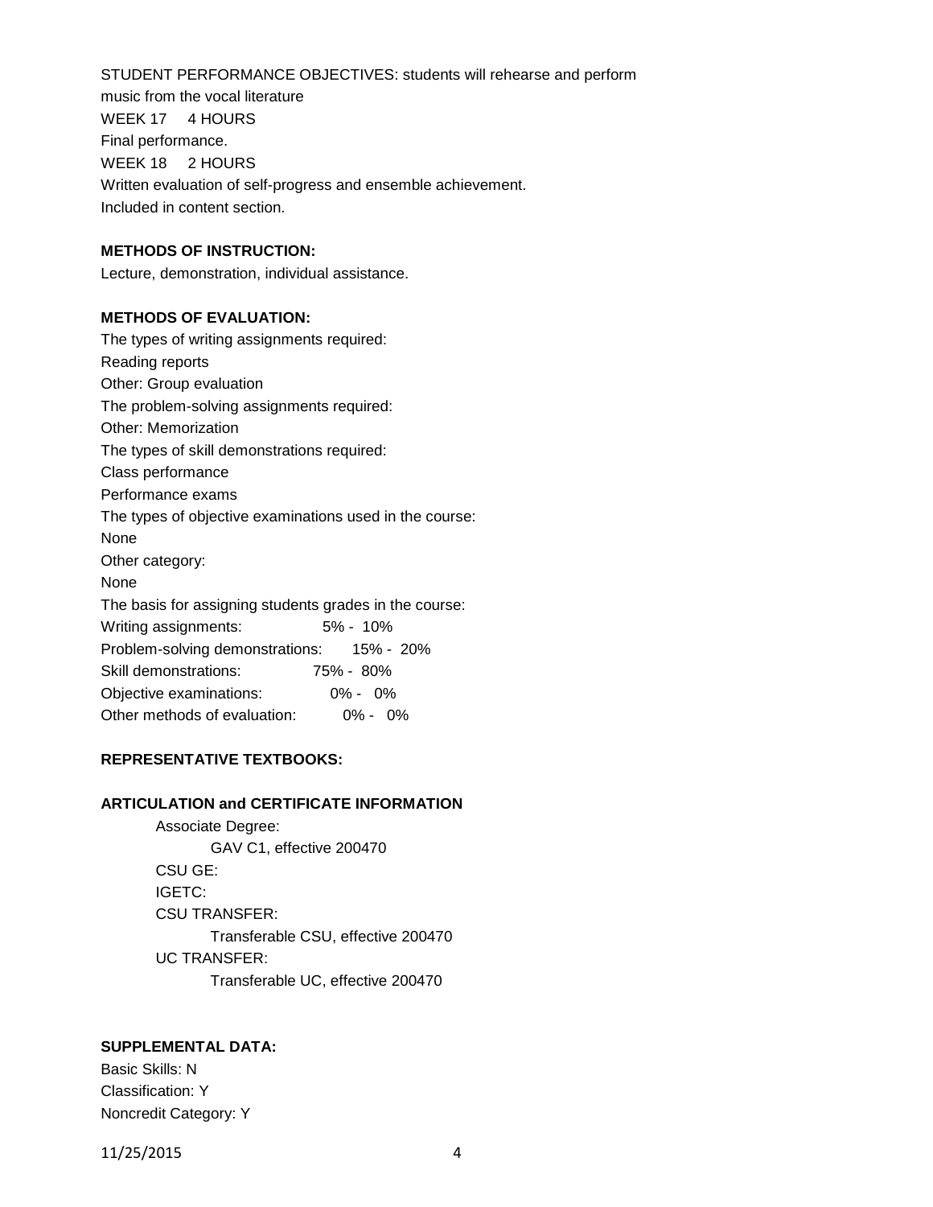STUDENT PERFORMANCE OBJECTIVES: students will rehearse and perform music from the vocal literature

WEEK 17 4 HOURS

Final performance.

WEEK 18 2 HOURS

Written evaluation of self-progress and ensemble achievement.

Included in content section.

**METHODS OF INSTRUCTION:**

Lecture, demonstration, individual assistance.

**METHODS OF EVALUATION:**

The types of writing assignments required:

Reading reports

Other: Group evaluation

The problem-solving assignments required:

Other: Memorization

The types of skill demonstrations required:

Class performance

Performance exams

The types of objective examinations used in the course:

None

Other category:

None

The basis for assigning students grades in the course:

| | |
|---|---|
| Writing assignments: | 5% - 10% |
| Problem-solving demonstrations: | 15% - 20% |
| Skill demonstrations: | 75% - 80% |
| Objective examinations: | 0% - 0% |
| Other methods of evaluation: | 0% - 0% |

**REPRESENTATIVE TEXTBOOKS:**

**ARTICULATION and CERTIFICATE INFORMATION**

Associate Degree:
- GAV C1, effective 200470

CSU GE:

IGETC:

CSU TRANSFER:
- Transferable CSU, effective 200470

UC TRANSFER:
- Transferable UC, effective 200470

**SUPPLEMENTAL DATA:**

Basic Skills: N

Classification: Y

Noncredit Category: Y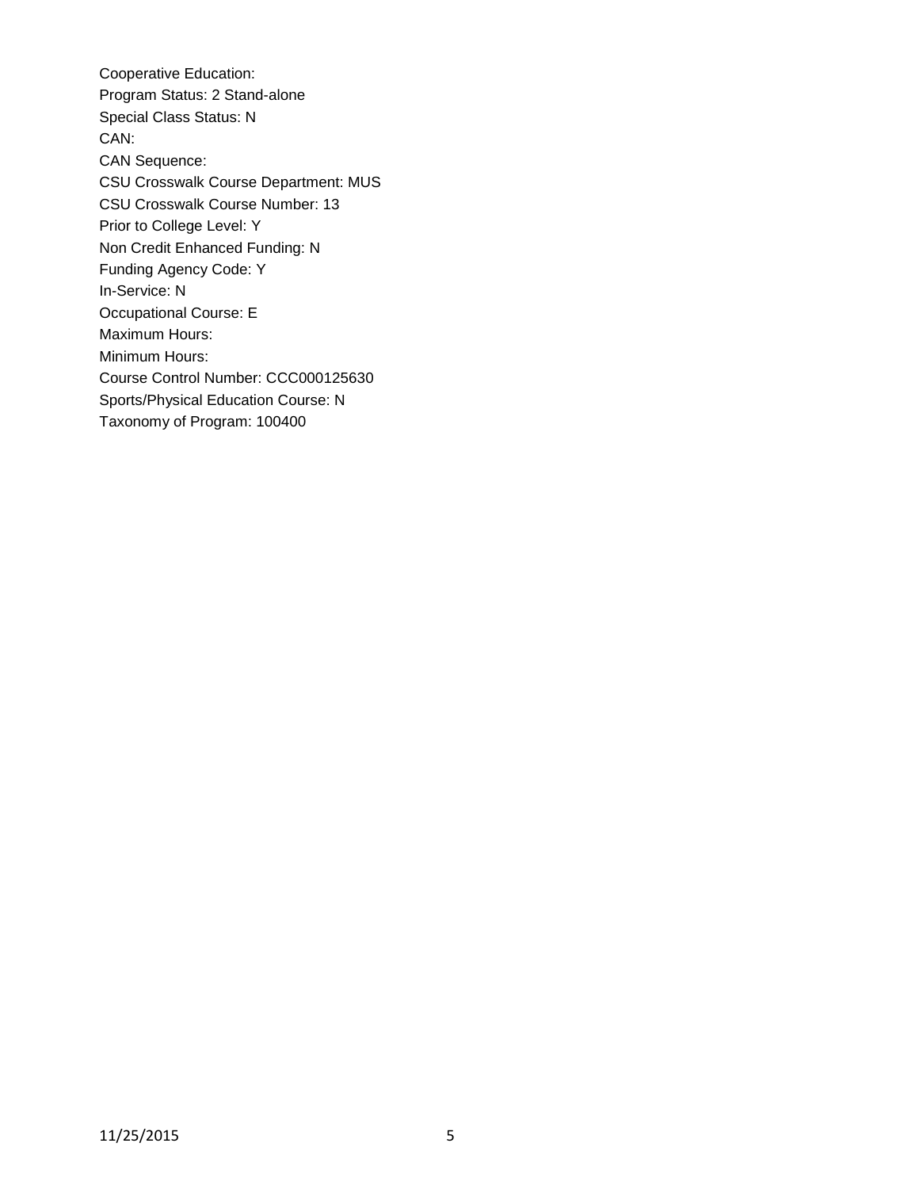Cooperative Education:
Program Status: 2 Stand-alone
Special Class Status: N
CAN:
CAN Sequence:
CSU Crosswalk Course Department: MUS
CSU Crosswalk Course Number: 13
Prior to College Level: Y
Non Credit Enhanced Funding: N
Funding Agency Code: Y
In-Service: N
Occupational Course: E
Maximum Hours:
Minimum Hours:
Course Control Number: CCC000125630
Sports/Physical Education Course: N
Taxonomy of Program: 100400